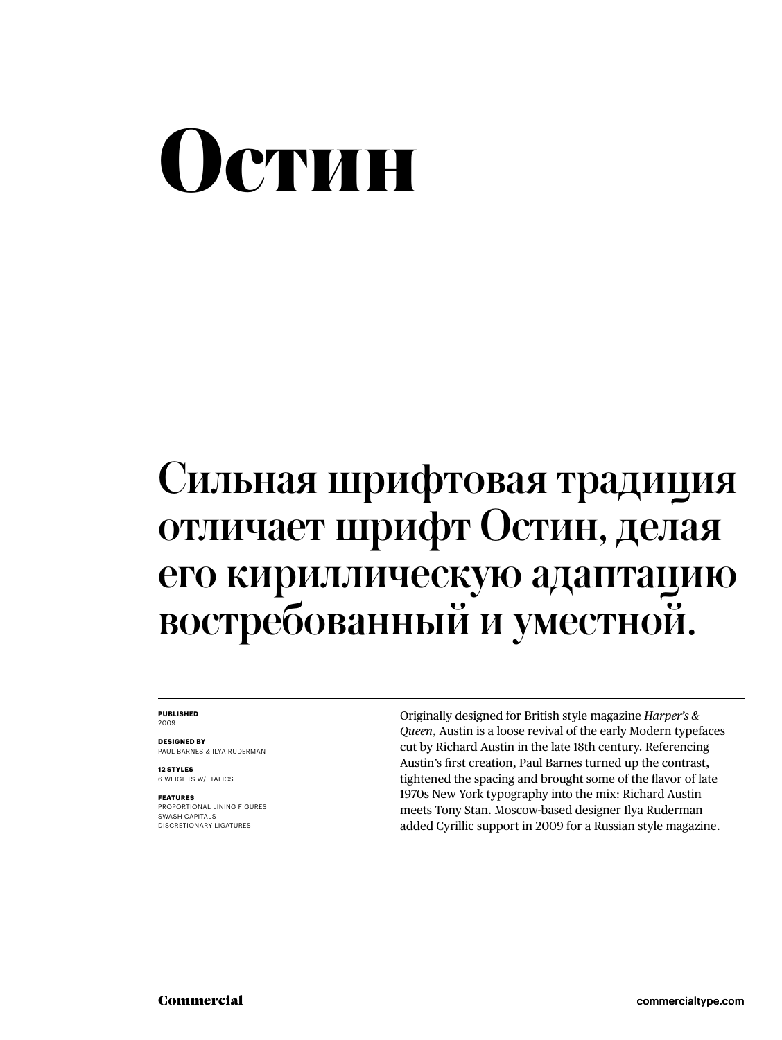# Остин

## Сильная шрифтовая традиция отличает шрифт Остин, делая его кириллическую адаптацию востребованный и уместной.

**PUBLISHED**
2009

**DESIGNED BY**
PAUL BARNES & ILYA RUDERMAN

**12 STYLES**
6 WEIGHTS W/ ITALICS

**FEATURES**
PROPORTIONAL LINING FIGURES
SWASH CAPITALS
DISCRETIONARY LIGATURES

Originally designed for British style magazine *Harper's & Queen*, Austin is a loose revival of the early Modern typefaces cut by Richard Austin in the late 18th century. Referencing Austin's first creation, Paul Barnes turned up the contrast, tightened the spacing and brought some of the flavor of late 1970s New York typography into the mix: Richard Austin meets Tony Stan. Moscow-based designer Ilya Ruderman added Cyrillic support in 2009 for a Russian style magazine.

Commercial

commercialtype.com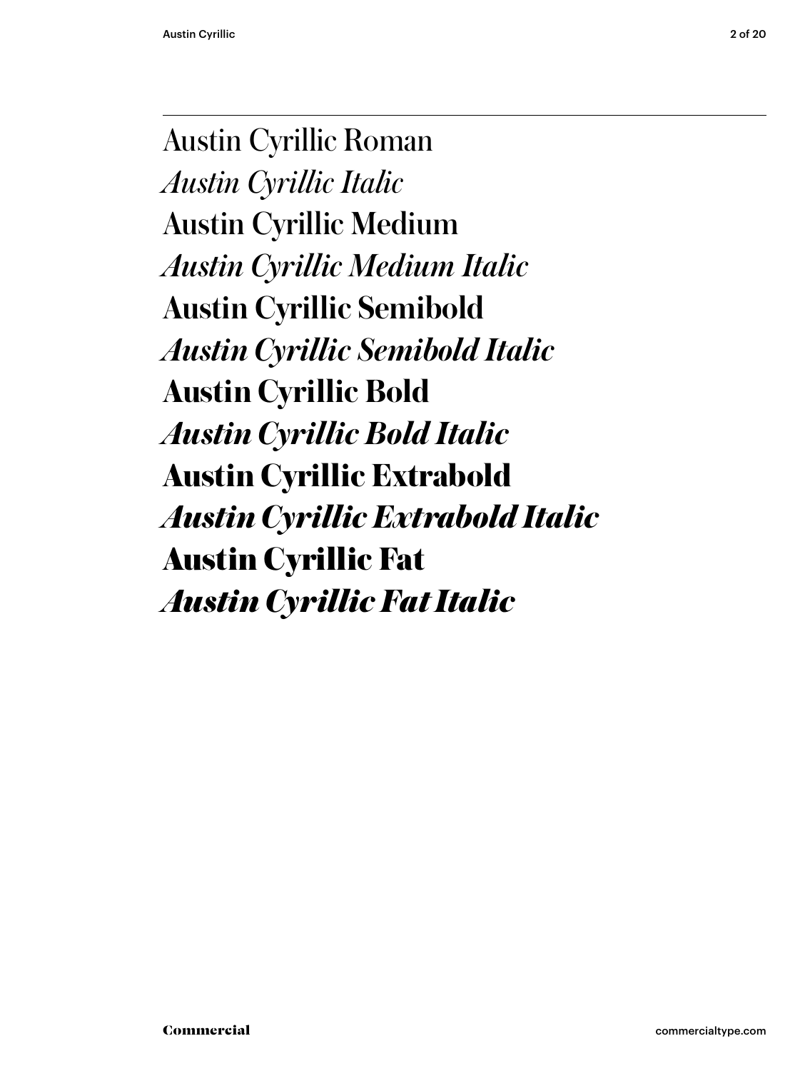Austin Cyrillic Roman

*Austin Cyrillic Italic*

Austin Cyrillic Medium

*Austin Cyrillic Medium Italic*

**Austin Cyrillic Semibold**

***Austin Cyrillic Semibold Italic***

**Austin Cyrillic Bold**

***Austin Cyrillic Bold Italic***

**Austin Cyrillic Extrabold**

***Austin Cyrillic Extrabold Italic***

**Austin Cyrillic Fat**

***Austin Cyrillic Fat Italic***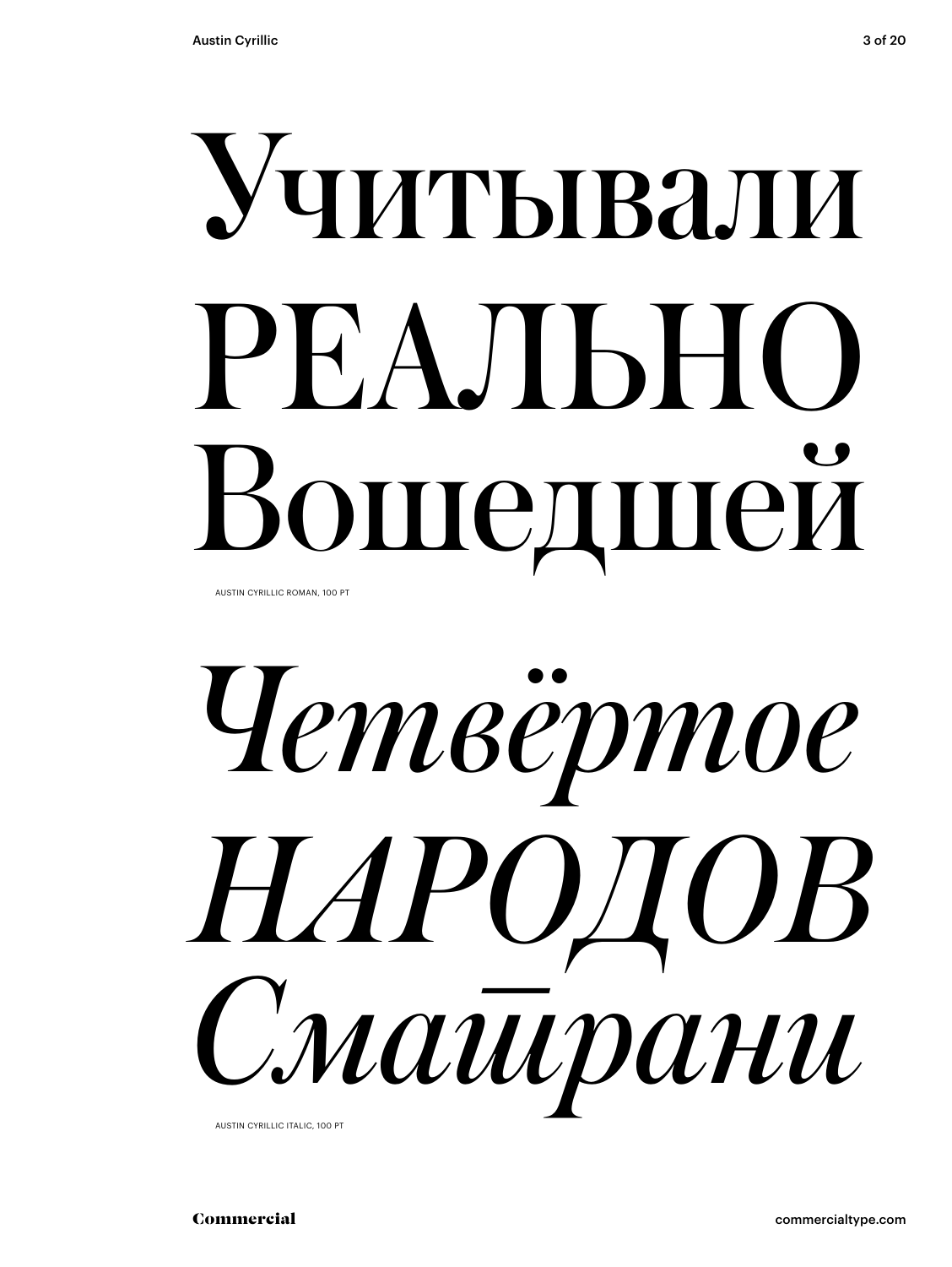Учитывали

РЕАЛЬНО

Вошедшей

AUSTIN CYRILLIC ROMAN, 100 PT

*Четвёртое*

*НАРОДОВ*

*Смашрани*

AUSTIN CYRILLIC ITALIC, 100 PT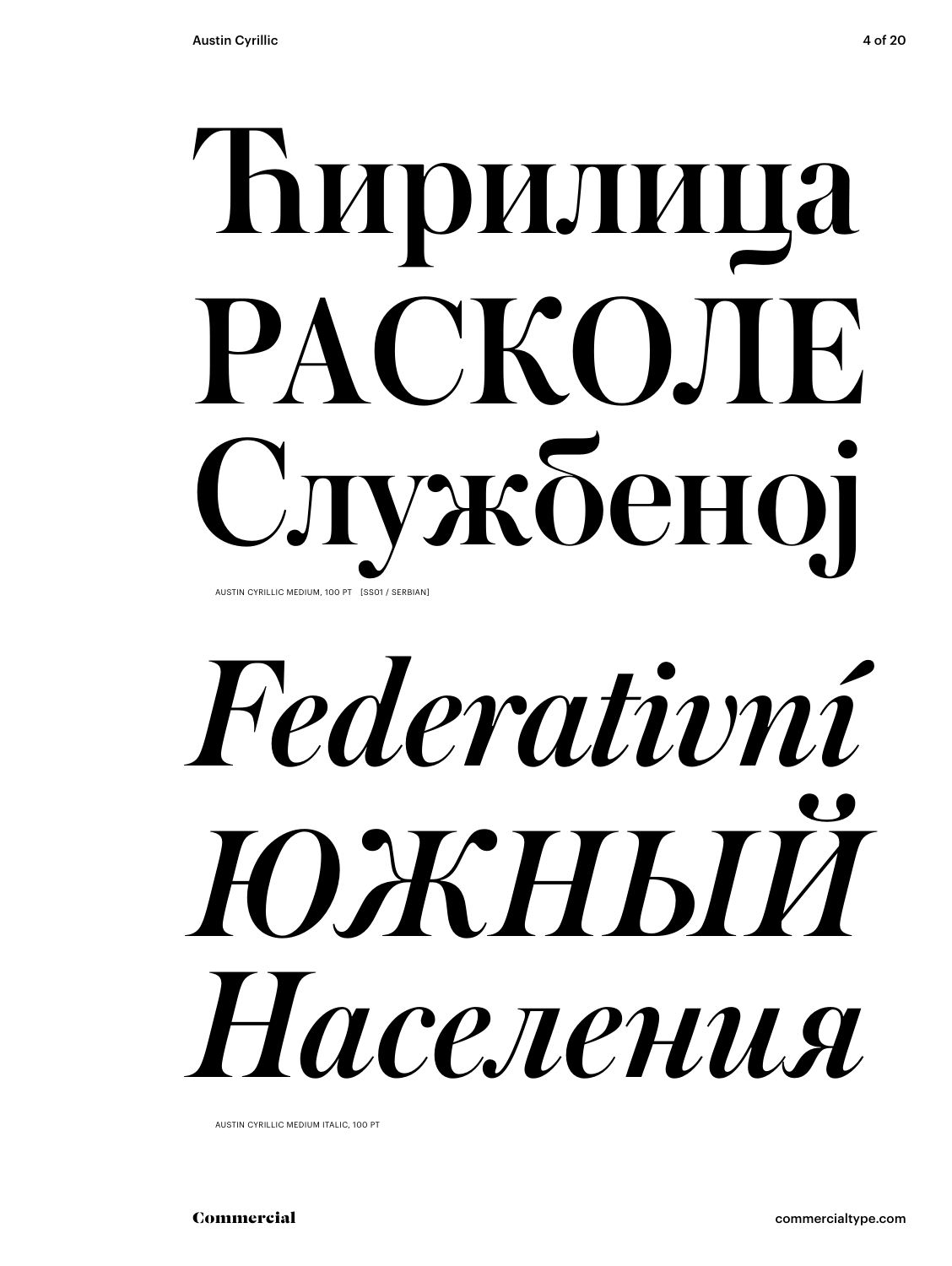Ћирилица

РАСКОЉЕ

Службеној

AUSTIN CYRILLIC MEDIUM, 100 PT [SS01 / SERBIAN]

*Federativní*

*ЮЖНЫЙ*

*Населения*

AUSTIN CYRILLIC MEDIUM ITALIC, 100 PT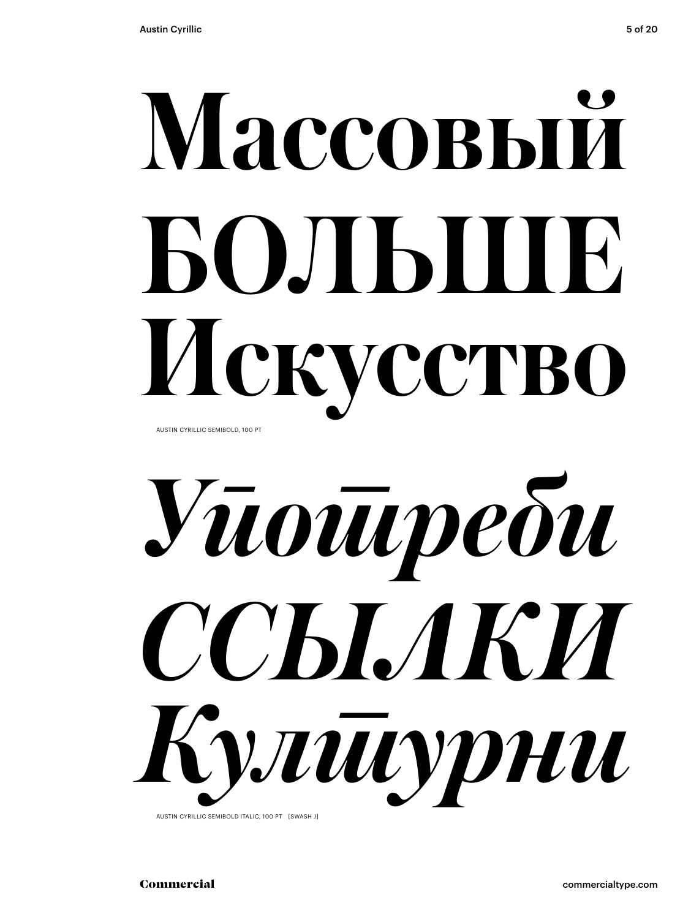# Массовый
# БОЛЬШЕ
# Искусство

AUSTIN CYRILLIC SEMIBOLD, 100 PT

# *Употреби*
# *ССЫЛКИ*
# *Културни*

AUSTIN CYRILLIC SEMIBOLD ITALIC, 100 PT [SWASH J]

Commercial

commercialtype.com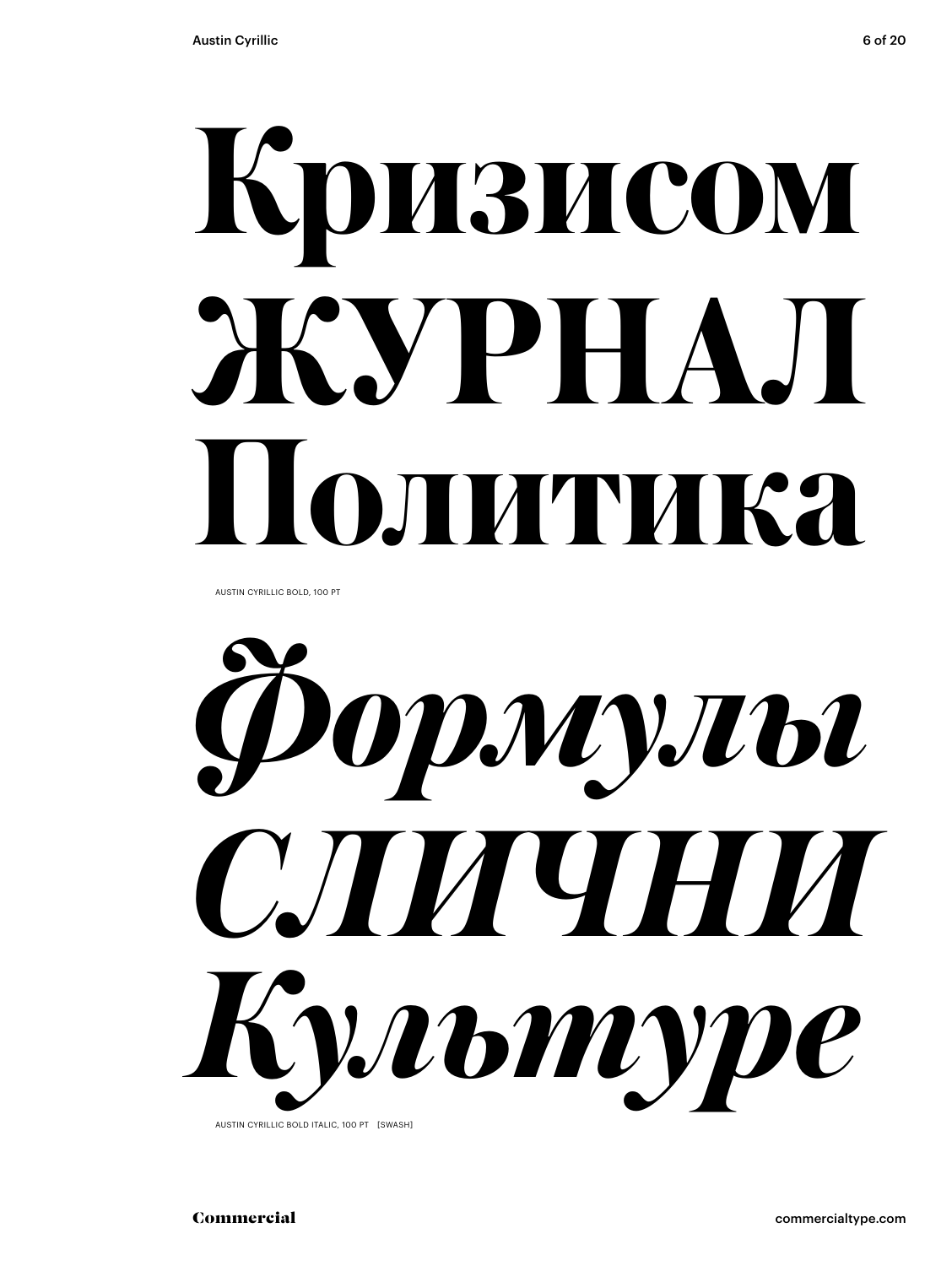# Кризисом ЖУРНАЛ Политика

AUSTIN CYRILLIC BOLD, 100 PT

# *Формулы СЛИЧНИ Культуре*

AUSTIN CYRILLIC BOLD ITALIC, 100 PT [SWASH]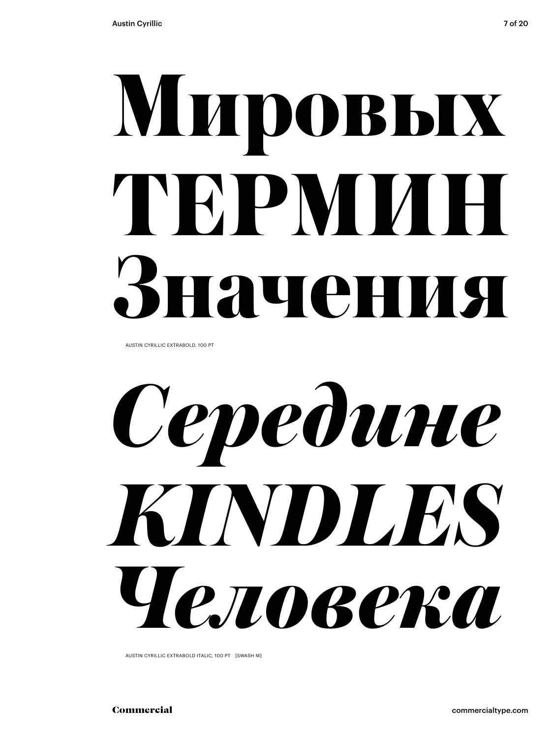Мировых
ТЕРМИН
Значения

AUSTIN CYRILLIC EXTRABOLD, 100 PT

*Середине*
*KINDLES*
*Человека*

AUSTIN CYRILLIC EXTRABOLD ITALIC, 100 PT [SWASH M]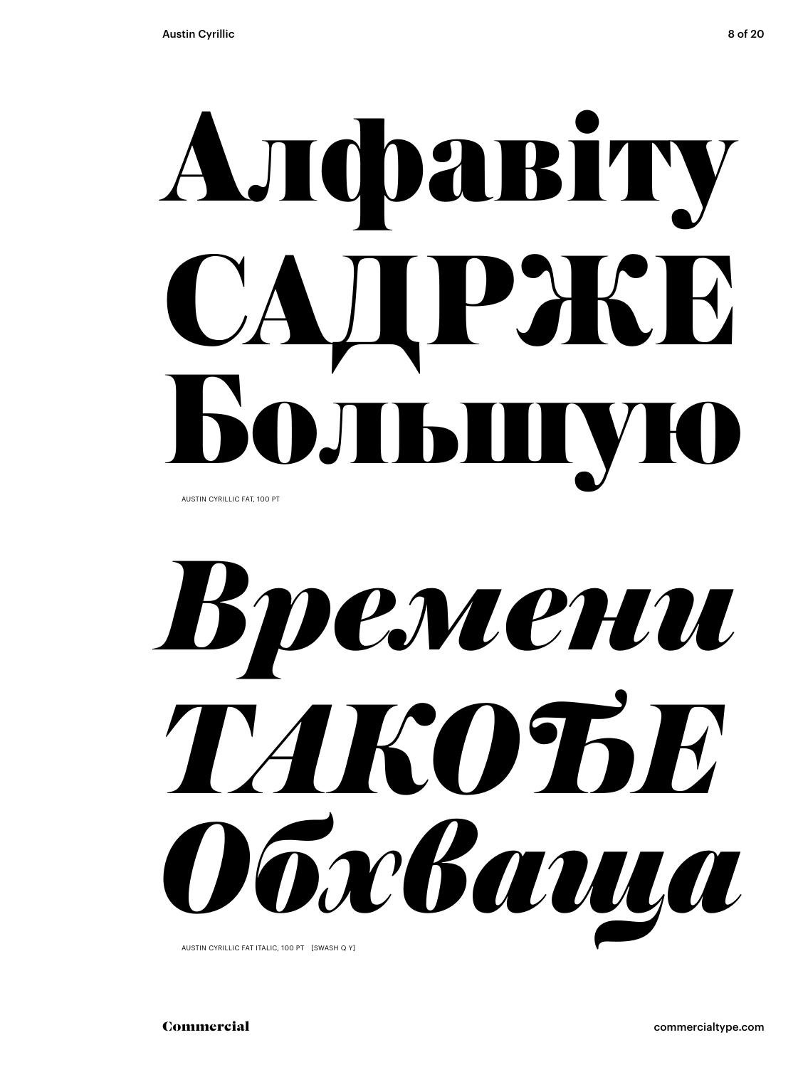Алфавіту
САДРЖЕ
Большую

AUSTIN CYRILLIC FAT, 100 PT

*Времени*
*ТАКОЂЕ*
*Обхваща*

AUSTIN CYRILLIC FAT ITALIC, 100 PT [SWASH Q Y]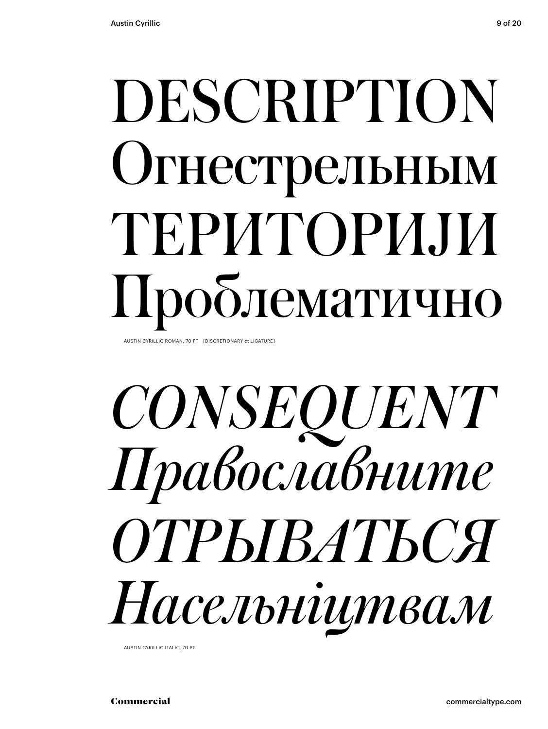DESCRIPTION
Огнестрельным
ТЕРИТОРИЈИ
Проблематично

AUSTIN CYRILLIC ROMAN, 70 PT [DISCRETIONARY ct LIGATURE]

*CONSEQUENT*
*Православните*
*ОТРЫВАТЬСЯ*
*Насельніцтвам*

AUSTIN CYRILLIC ITALIC, 70 PT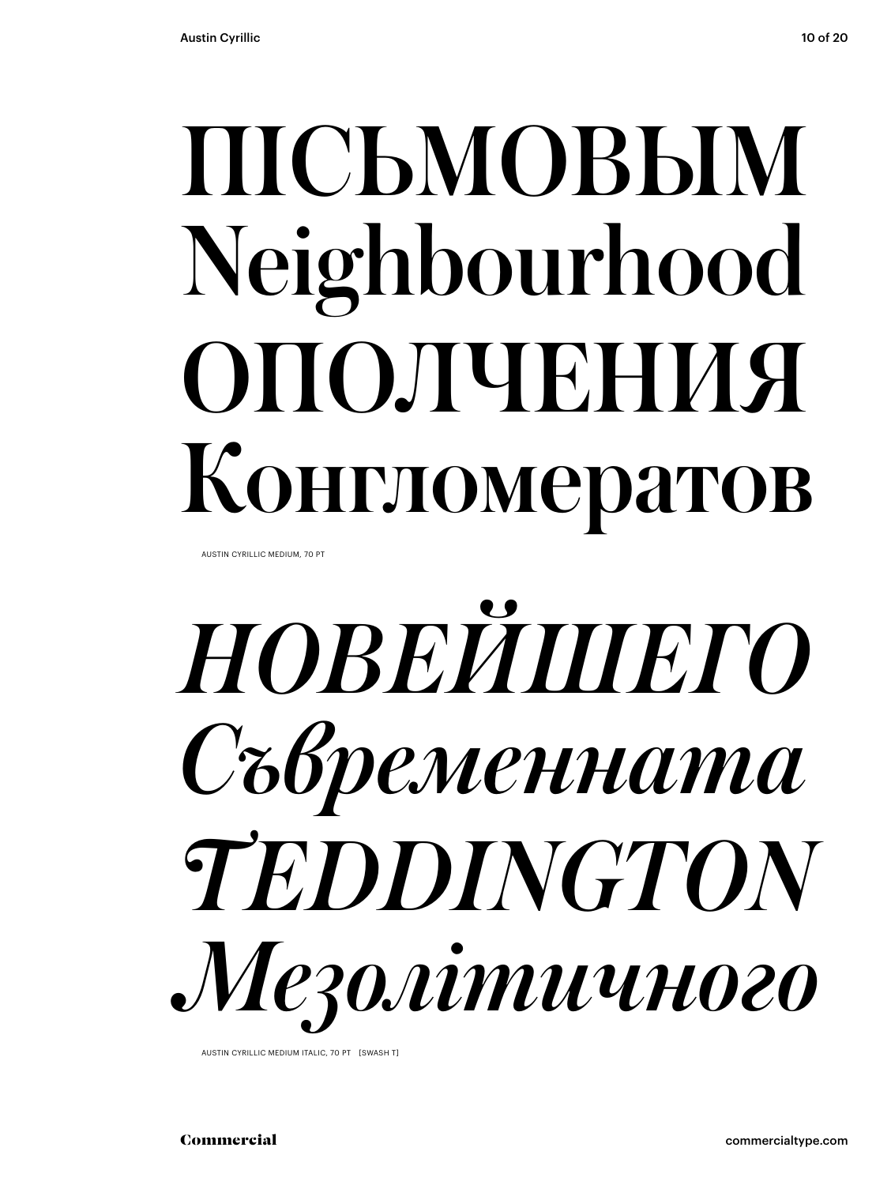ПІСЬМОВЫМ
Neighbourhood
ОПОЛЧЕНИЯ
Конгломератов

AUSTIN CYRILLIC MEDIUM, 70 PT

*НОВЕЙШЕГО*
*Съвременната*
*TEDDINGTON*
*Мезолітичного*

AUSTIN CYRILLIC MEDIUM ITALIC, 70 PT [SWASH T]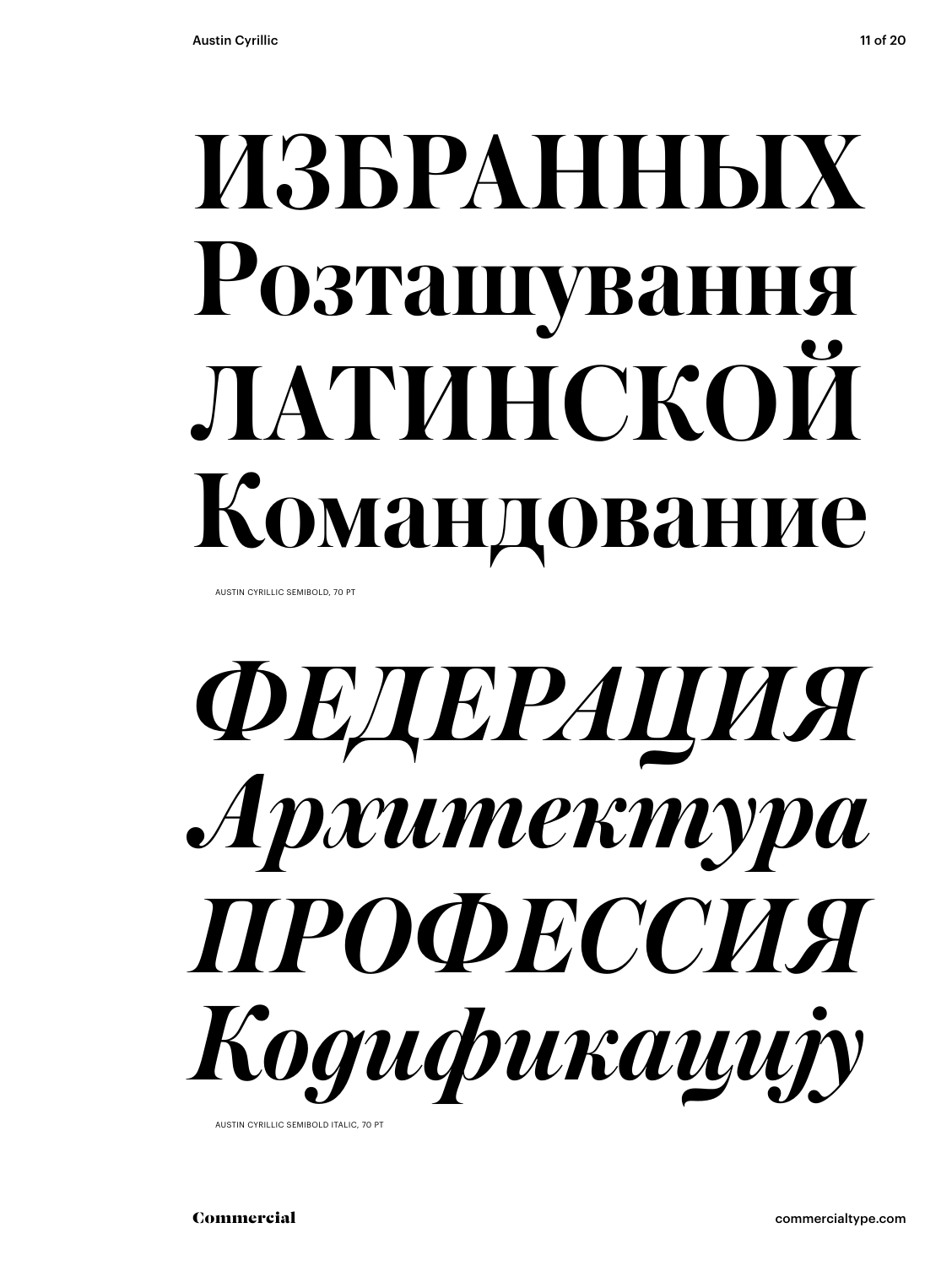ИЗБРАННЫХ
Розташування
ЛАТИНСКОЙ
Командование

AUSTIN CYRILLIC SEMIBOLD, 70 PT

*ФЕДЕРАЦИЯ*
*Архитектура*
*ПРОФЕССИЯ*
*Кодификацију*

AUSTIN CYRILLIC SEMIBOLD ITALIC, 70 PT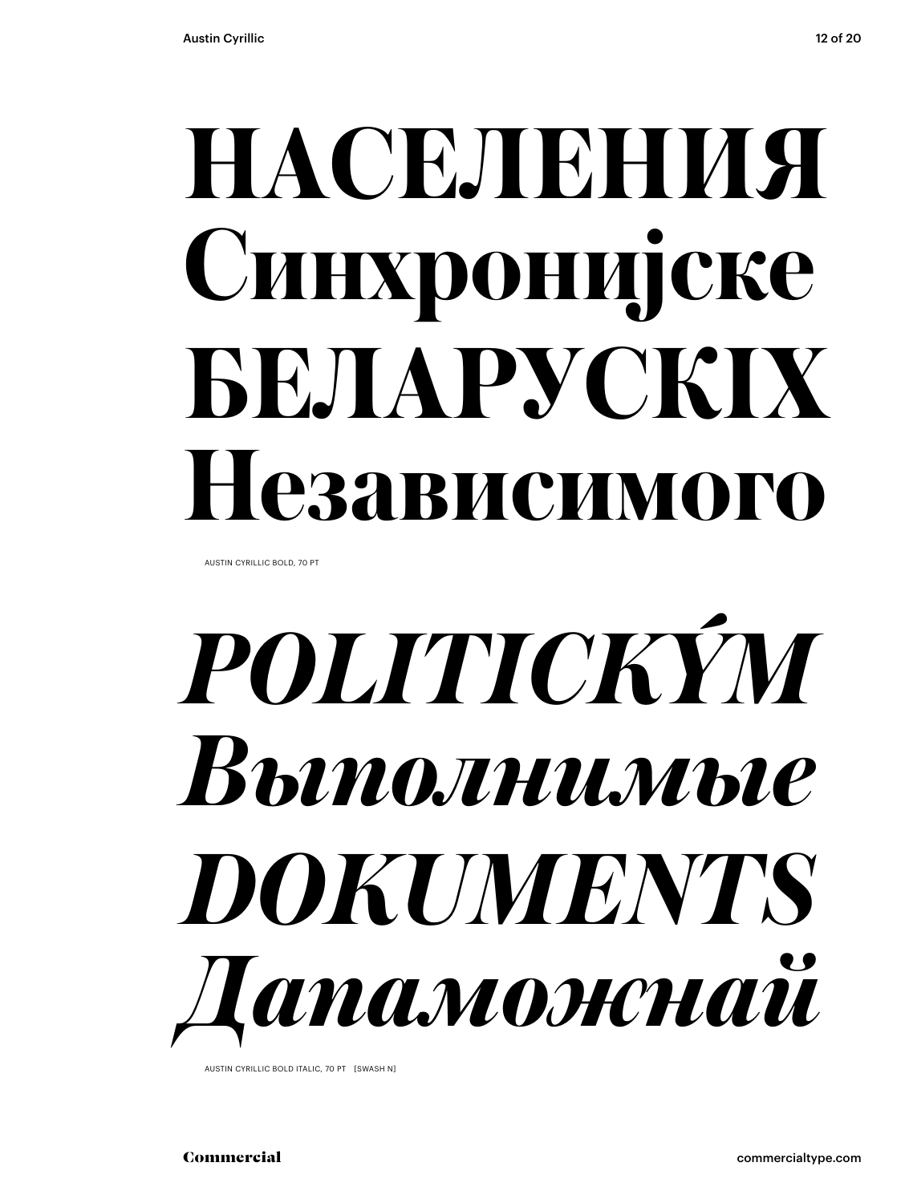**НАСЕЛЕНИЯ**
**Синхронијске**
**БЕЛАРУСКІХ**
**Независимого**

AUSTIN CYRILLIC BOLD, 70 PT

***POLITICKÝM***
***Выполнимые***
***DOKUMENTS***
***Дапаможнай***

AUSTIN CYRILLIC BOLD ITALIC, 70 PT [SWASH Д]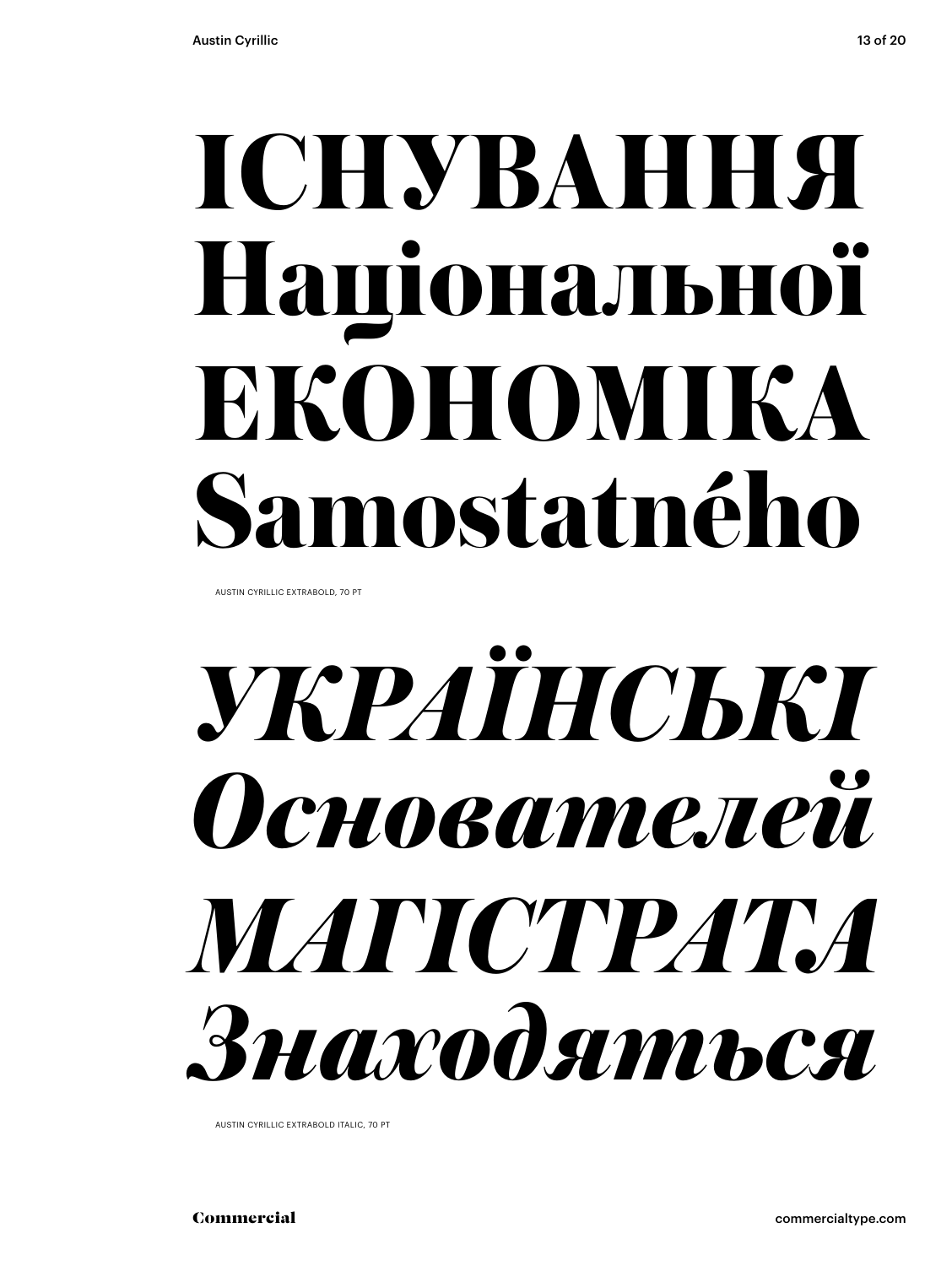# ІСНУВАННЯ
# Національної
# ЕКОНОМІКА
# Samostatného

AUSTIN CYRILLIC EXTRABOLD, 70 PT

# *УКРАЇНСЬКІ*
# *Основателей*
# *МАГІСТРАТА*
# *Знаходяться*

AUSTIN CYRILLIC EXTRABOLD ITALIC, 70 PT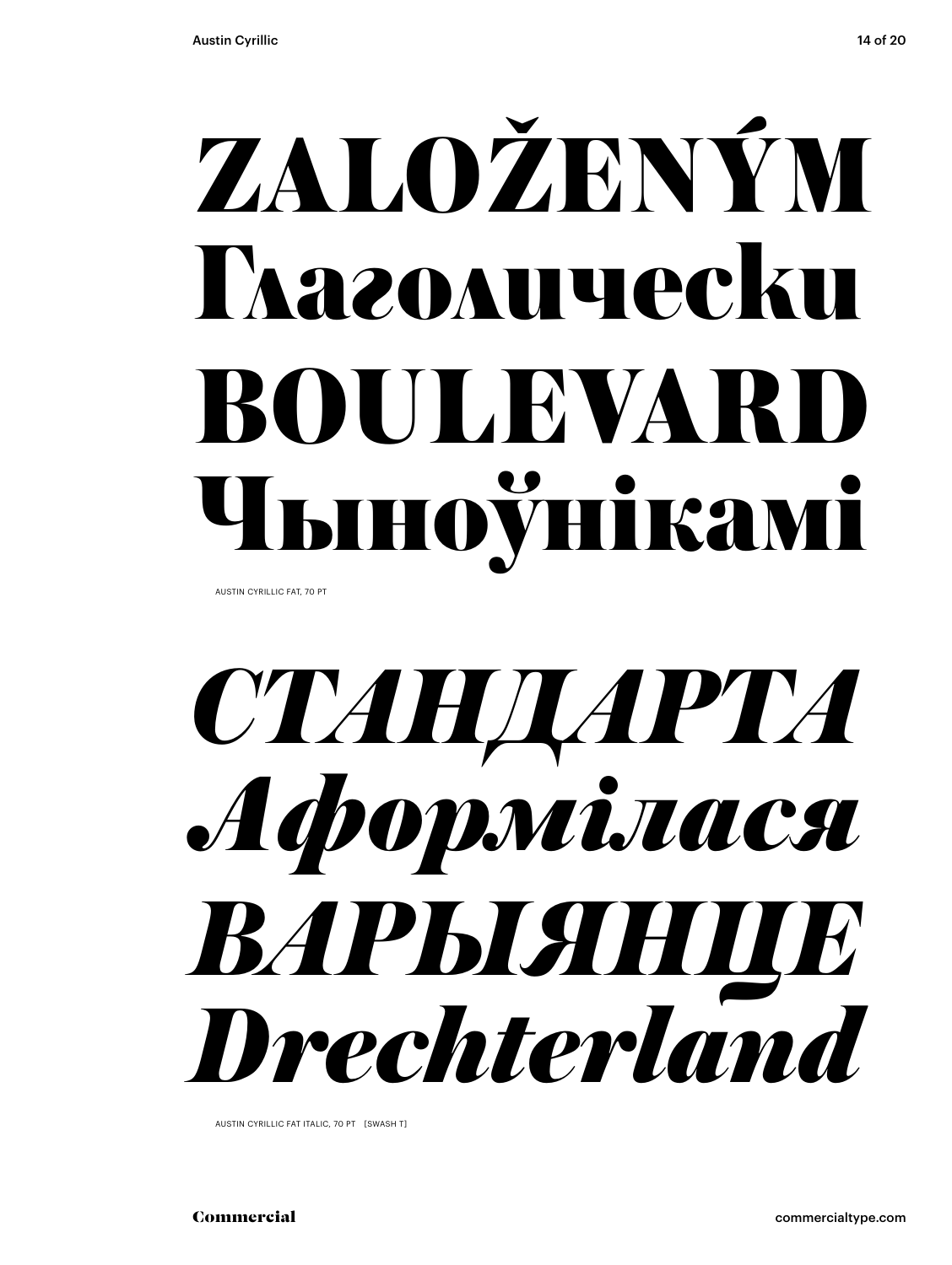ZALOŽENÝM
Глаголически
BOULEVARD
Чыноўнікамі

AUSTIN CYRILLIC FAT, 70 PT

*СТАНДАРТА*
*Афармілася*
*ВАРЫЯНЦЕ*
*Drechterland*

AUSTIN CYRILLIC FAT ITALIC, 70 PT [SWASH T]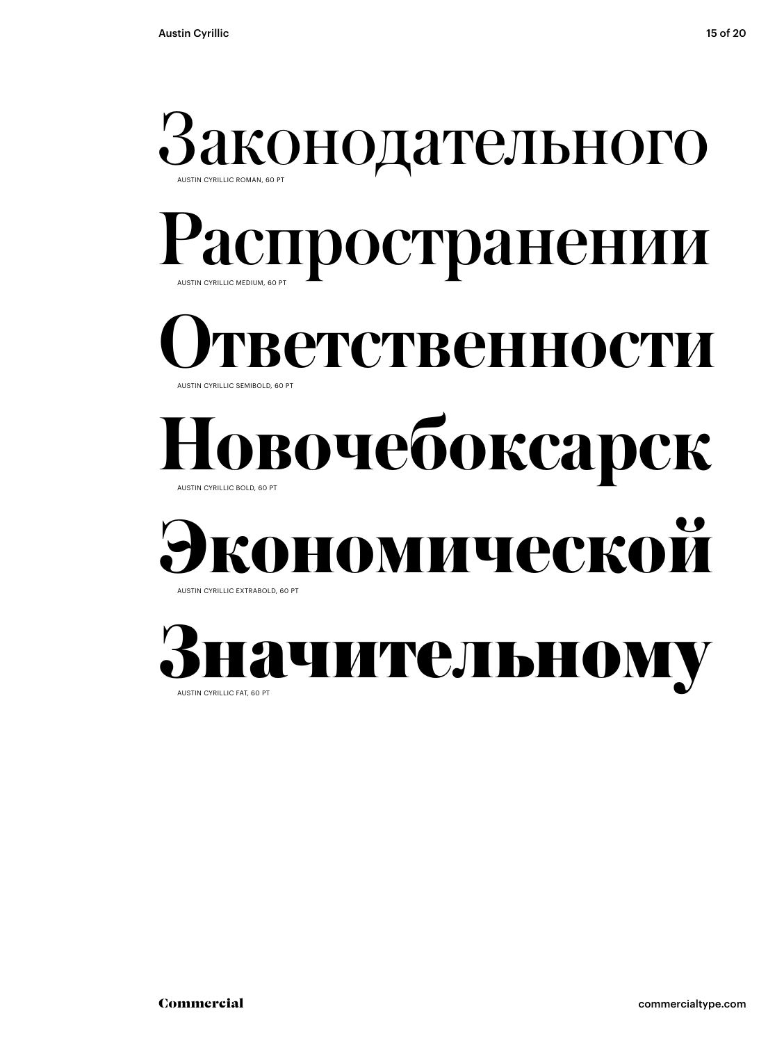Законодательного

AUSTIN CYRILLIC ROMAN, 60 PT

Распространении

AUSTIN CYRILLIC MEDIUM, 60 PT

Ответственности

AUSTIN CYRILLIC SEMIBOLD, 60 PT

Новочебоксарск

AUSTIN CYRILLIC BOLD, 60 PT

Экономической

AUSTIN CYRILLIC EXTRABOLD, 60 PT

Значительному

AUSTIN CYRILLIC FAT, 60 PT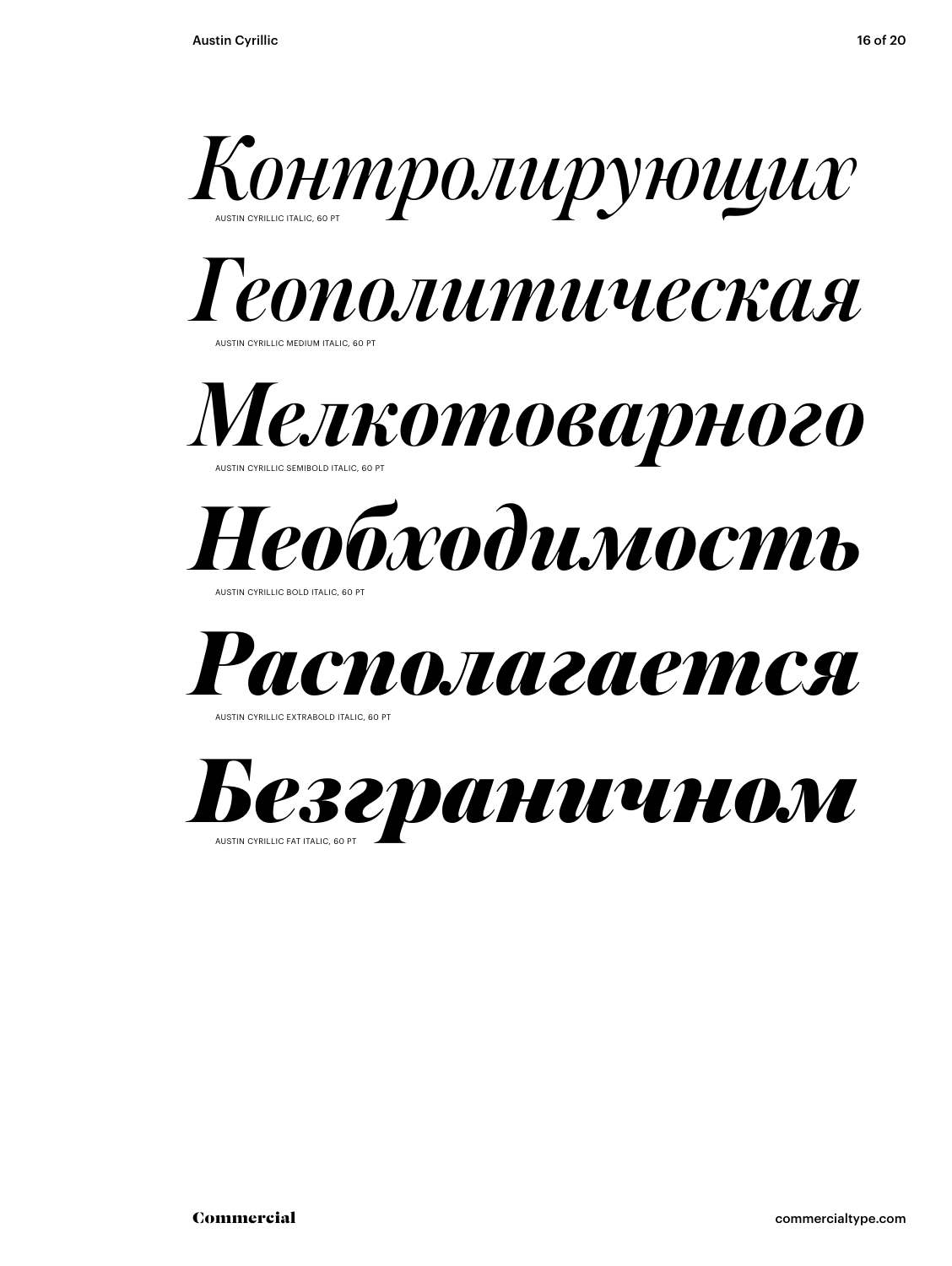*Контролирующих*

AUSTIN CYRILLIC ITALIC, 60 PT

*Геополитическая*

AUSTIN CYRILLIC MEDIUM ITALIC, 60 PT

***Мелкотоварного***

AUSTIN CYRILLIC SEMIBOLD ITALIC, 60 PT

***Необходимость***

AUSTIN CYRILLIC BOLD ITALIC, 60 PT

***Располагается***

AUSTIN CYRILLIC EXTRABOLD ITALIC, 60 PT

***Безграничном***

AUSTIN CYRILLIC FAT ITALIC, 60 PT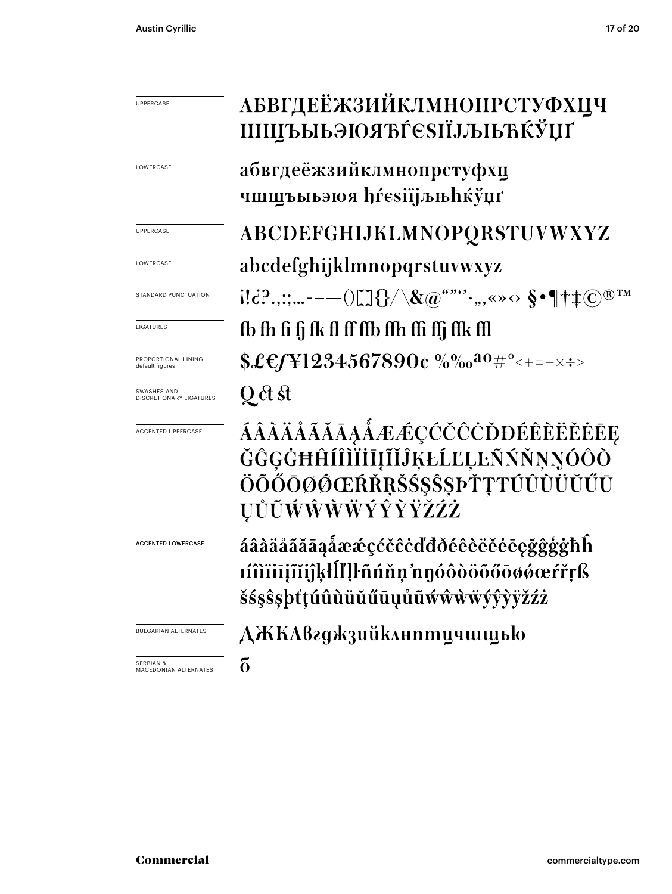UPPERCASE

АБВГДЕЁЖЗИЙКЛМНОПРСТУФХЦЏЧ
ШЩЪЫЬЭЮЯЂЃЄЅІЇЈЉЊЋЌЎЏҐ

LOWERCASE

абвгдеёжзийклмнопрстуфхцџ
чшщъыьэюя ђѓєѕіїјљњћќўџґ

UPPERCASE

ABCDEFGHIJKLMNOPQRSTUVWXYZ

LOWERCASE

abcdefghijklmnopqrstuvwxyz

STANDARD PUNCTUATION

¡!¿?.,:;…-–—()[]{}/|\&@“”‘’·‚„«»‹› §•¶†‡©®™

LIGATURES

fb fh fi fj fk fl ff ffb ffh ffi ffj ffk ffl

PROPORTIONAL LINING
default figures

$£€ƒ¥1234567890¢ %‰ªº#°<+=−×÷>

SWASHES AND
DISCRETIONARY LIGATURES

Q ct st

ACCENTED UPPERCASE

ÁÂÀÄÅÃĂĀĄǺÆǼÇĆČĈĊĎĐÉÊÈËĚĖĒĘ
ĞĜĢĠĦĤÍÎÌÏİĪĮĨĬĴĶŁĹĽĻĿÑŃŇŅŊÓÔÒ
ÖÕŐŌØǾŒŔŘŖŠŚŞŜȘÞŤŢŦÚÛÙÜŬŰŪ
ŲŮŨẂŴẀẄÝŶỲŸŽŹŻ

ACCENTED LOWERCASE

áâàäåãăāąǻæǽçćčĉċďđðéêèëěėēęğĝģġħĥ
ıíîìïiīįĩĭĵķłĺľļŀñńňņʼnŋóôòöõőōøǿœŕřŗß
šśşŝșþťţúûùüŭűūųůũẃŵẁẅýŷỳÿžźż

BULGARIAN ALTERNATES

ДЖКЛвгджзийклнптцчшщью

SERBIAN &
MACEDONIAN ALTERNATES

б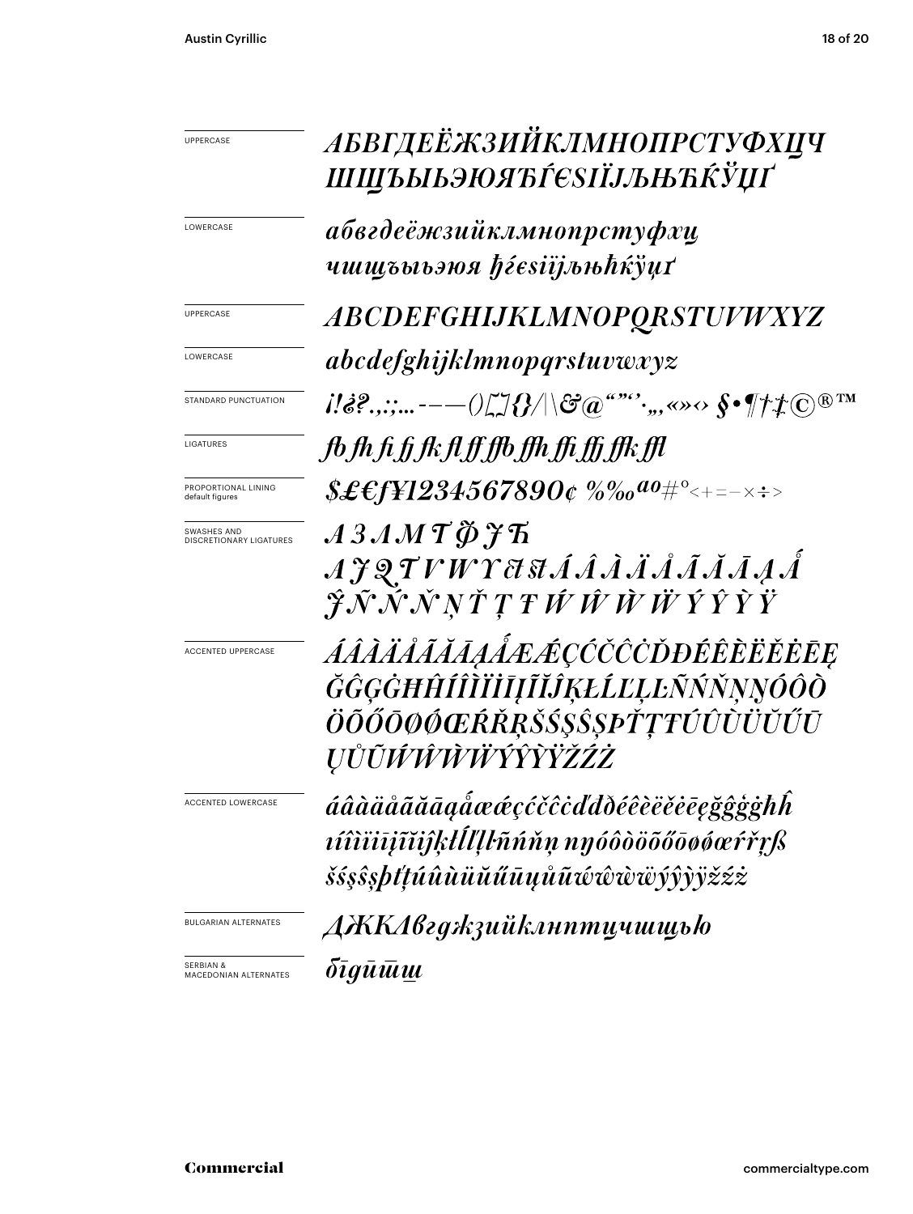UPPERCASE

*АБВГДЕЁЖЗИЙКЛМНОПРСТУФХЦЧ ШЩЪЫЬЭЮЯЂЃЄЅІЇЈЉЊЋЌЎЏҐ*

LOWERCASE

*абвгдеёжзийклмнопрстуфхц чшщъыьэюя ђѓєѕіїјљњћќўџґ*

UPPERCASE

*ABCDEFGHIJKLMNOPQRSTUVWXYZ*

LOWERCASE

*abcdefghijklmnopqrstuvwxyz*

STANDARD PUNCTUATION

*¡!¿?.,:;…-–—()[]{}/|\&@“”‘’·‚„«»‹› §•¶†‡©®™*

LIGATURES

*ﬀ ﬁ ﬂ ﬃ ﬄ fb fh fj fk ffb ffh ffj ffk*

PROPORTIONAL LINING
default figures

*$£€ƒ¥1234567890¢ %‰ªº#°<+=−×÷>*

SWASHES AND
DISCRETIONARY LIGATURES

*А З Л М Т Ф Ђ Ђ*
*A J Q T V W Y Th Th Á Â À Ä Å Ã Ă Ā Ą Ǻ*
*Ĵ Ñ Ń Ň Ņ Ť Ţ Ŧ Ẃ Ŵ Ẁ Ẅ Ý Ŷ Ỳ Ÿ*

ACCENTED UPPERCASE

*ÁÂÀÄÅÃĂĀĄǺÆǼÇĆČĈĊĎĐÉÊÈËĚĖĒĘ ĞĜĢĠĦĤÍÎÌÏİĪĮĨĬĴĶŁĹĽĻĿÑŃŇŅŊÓÔÒ ÖÕŐŌØǾŒŔŘŖŠŚŞŜȘÞŤŢŦÚÛÙÜŬŰŪ ŲŮŨẂŴẀẄÝŶỲŸŽŹŻ*

ACCENTED LOWERCASE

*áâàäåãăāąǻæǽçćčĉċďđéêèëěėēęğĝģġħĥ ıíîìïīįĩĭĵķłĺľļŀñńňņ ŋóôòöõőōøǿœŕřŗß šśşŝșþťţúûùüŭűūųůũẃŵẁẅýŷỳÿžźż*

BULGARIAN ALTERNATES

*ДЖКЛвгджзийклнптцчшщью*

SERBIAN &
MACEDONIAN ALTERNATES

*бгдпшт*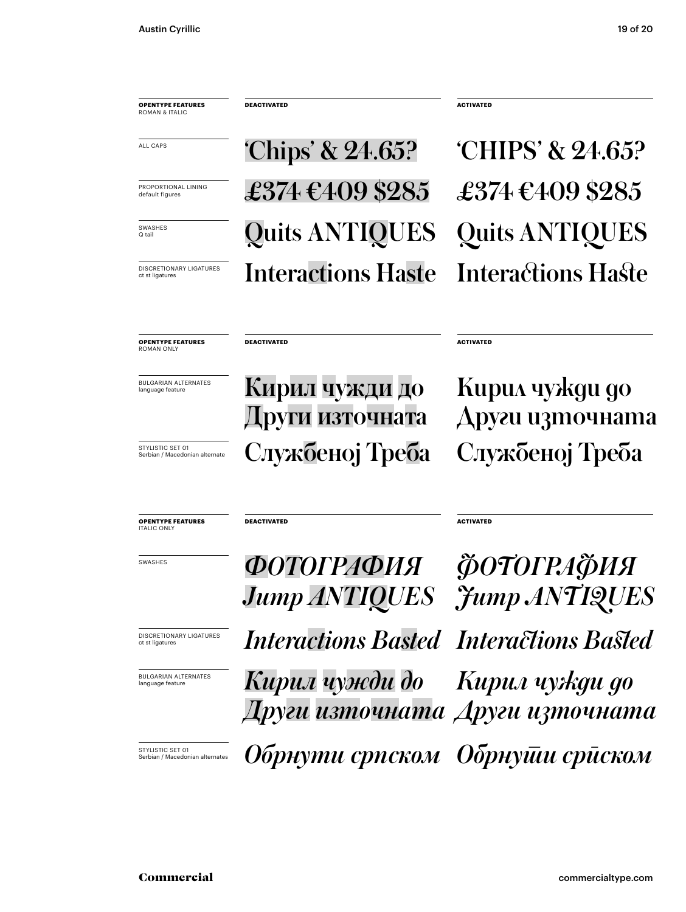| **OPENTYPE FEATURES** ROMAN & ITALIC | **DEACTIVATED** | **ACTIVATED** |
|---|---|---|
| ALL CAPS | 'Chips' & 24.65? | 'CHIPS' & 24.65? |
| PROPORTIONAL LINING default figures | £374 €409 $285 | £374 €409 $285 |
| SWASHES Q tail | Quits ANTIQUES | Quits ANTIQUES |
| DISCRETIONARY LIGATURES ct st ligatures | Interactions Haste | Interactions Haste |

| **OPENTYPE FEATURES** ROMAN ONLY | **DEACTIVATED** | **ACTIVATED** |
|---|---|---|
| BULGARIAN ALTERNATES language feature | Кирил чужди до Други източната | Кирил чужди до Други източната |
| STYLISTIC SET 01 Serbian / Macedonian alternate | Службеноj Треба | Службеноj Треба |

| **OPENTYPE FEATURES** ITALIC ONLY | **DEACTIVATED** | **ACTIVATED** |
|---|---|---|
| SWASHES | *ФОТОГРАФИЯ Jump ANTIQUES* | *ФОТОГРАФИЯ Jump ANTIQUES* |
| DISCRETIONARY LIGATURES ct st ligatures | *Interactions Basted* | *Interactions Basted* |
| BULGARIAN ALTERNATES language feature | *Кирил чужди до Други източната* | *Кирил чужди до Други източната* |
| STYLISTIC SET 01 Serbian / Macedonian alternates | *Обрнути српском* | *Обрнути српском* |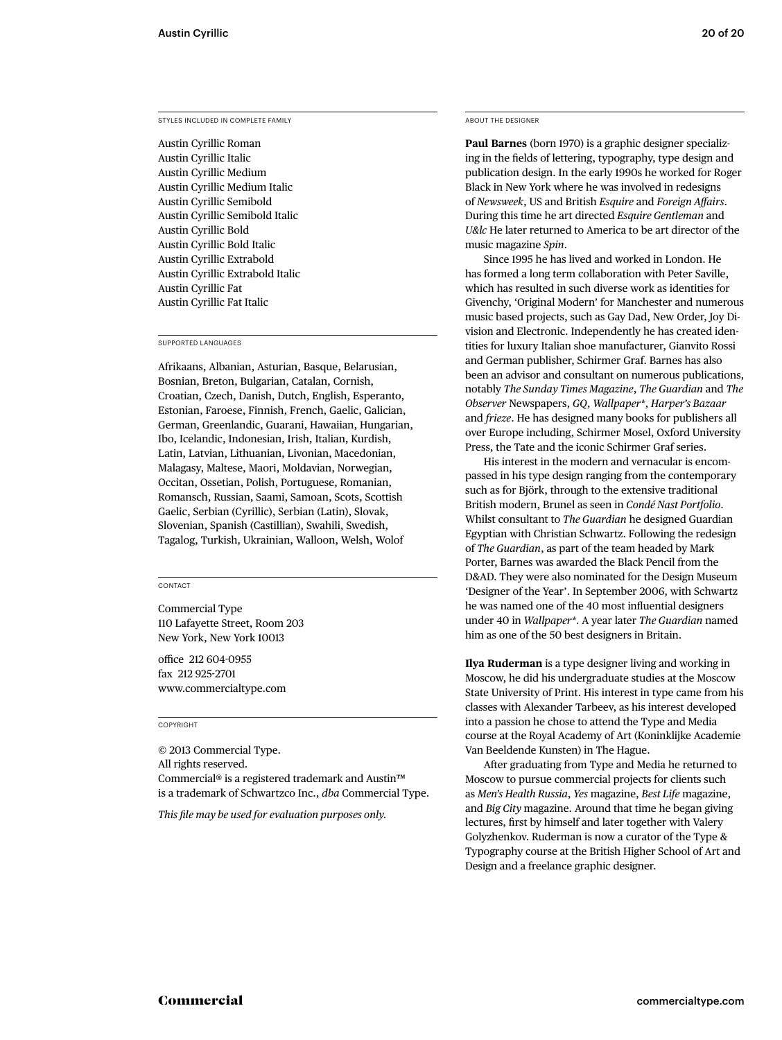## STYLES INCLUDED IN COMPLETE FAMILY

Austin Cyrillic Roman
Austin Cyrillic Italic
Austin Cyrillic Medium
Austin Cyrillic Medium Italic
Austin Cyrillic Semibold
Austin Cyrillic Semibold Italic
Austin Cyrillic Bold
Austin Cyrillic Bold Italic
Austin Cyrillic Extrabold
Austin Cyrillic Extrabold Italic
Austin Cyrillic Fat
Austin Cyrillic Fat Italic

## SUPPORTED LANGUAGES

Afrikaans, Albanian, Asturian, Basque, Belarusian, Bosnian, Breton, Bulgarian, Catalan, Cornish, Croatian, Czech, Danish, Dutch, English, Esperanto, Estonian, Faroese, Finnish, French, Gaelic, Galician, German, Greenlandic, Guarani, Hawaiian, Hungarian, Ibo, Icelandic, Indonesian, Irish, Italian, Kurdish, Latin, Latvian, Lithuanian, Livonian, Macedonian, Malagasy, Maltese, Maori, Moldavian, Norwegian, Occitan, Ossetian, Polish, Portuguese, Romanian, Romansch, Russian, Saami, Samoan, Scots, Scottish Gaelic, Serbian (Cyrillic), Serbian (Latin), Slovak, Slovenian, Spanish (Castillian), Swahili, Swedish, Tagalog, Turkish, Ukrainian, Walloon, Welsh, Wolof

## CONTACT

Commercial Type
110 Lafayette Street, Room 203
New York, New York 10013

office 212 604-0955
fax 212 925-2701
www.commercialtype.com

## COPYRIGHT

© 2013 Commercial Type.
All rights reserved.
Commercial® is a registered trademark and Austin™ is a trademark of Schwartzco Inc., *dba* Commercial Type.

*This file may be used for evaluation purposes only.*

## ABOUT THE DESIGNER

**Paul Barnes** (born 1970) is a graphic designer specializing in the fields of lettering, typography, type design and publication design. In the early 1990s he worked for Roger Black in New York where he was involved in redesigns of *Newsweek*, US and British *Esquire* and *Foreign Affairs*. During this time he art directed *Esquire Gentleman* and *U&lc* He later returned to America to be art director of the music magazine *Spin*.

Since 1995 he has lived and worked in London. He has formed a long term collaboration with Peter Saville, which has resulted in such diverse work as identities for Givenchy, 'Original Modern' for Manchester and numerous music based projects, such as Gay Dad, New Order, Joy Division and Electronic. Independently he has created identities for luxury Italian shoe manufacturer, Gianvito Rossi and German publisher, Schirmer Graf. Barnes has also been an advisor and consultant on numerous publications, notably *The Sunday Times Magazine*, *The Guardian* and *The Observer* Newspapers, *GQ*, *Wallpaper\**, *Harper's Bazaar* and *frieze*. He has designed many books for publishers all over Europe including, Schirmer Mosel, Oxford University Press, the Tate and the iconic Schirmer Graf series.

His interest in the modern and vernacular is encompassed in his type design ranging from the contemporary such as for Björk, through to the extensive traditional British modern, Brunel as seen in *Condé Nast Portfolio*. Whilst consultant to *The Guardian* he designed Guardian Egyptian with Christian Schwartz. Following the redesign of *The Guardian*, as part of the team headed by Mark Porter, Barnes was awarded the Black Pencil from the D&AD. They were also nominated for the Design Museum 'Designer of the Year'. In September 2006, with Schwartz he was named one of the 40 most influential designers under 40 in *Wallpaper\**. A year later *The Guardian* named him as one of the 50 best designers in Britain.

**Ilya Ruderman** is a type designer living and working in Moscow, he did his undergraduate studies at the Moscow State University of Print. His interest in type came from his classes with Alexander Tarbeev, as his interest developed into a passion he chose to attend the Type and Media course at the Royal Academy of Art (Koninklijke Academie Van Beeldende Kunsten) in The Hague.

After graduating from Type and Media he returned to Moscow to pursue commercial projects for clients such as *Men's Health Russia*, *Yes* magazine, *Best Life* magazine, and *Big City* magazine. Around that time he began giving lectures, first by himself and later together with Valery Golyzhenkov. Ruderman is now a curator of the Type & Typography course at the British Higher School of Art and Design and a freelance graphic designer.